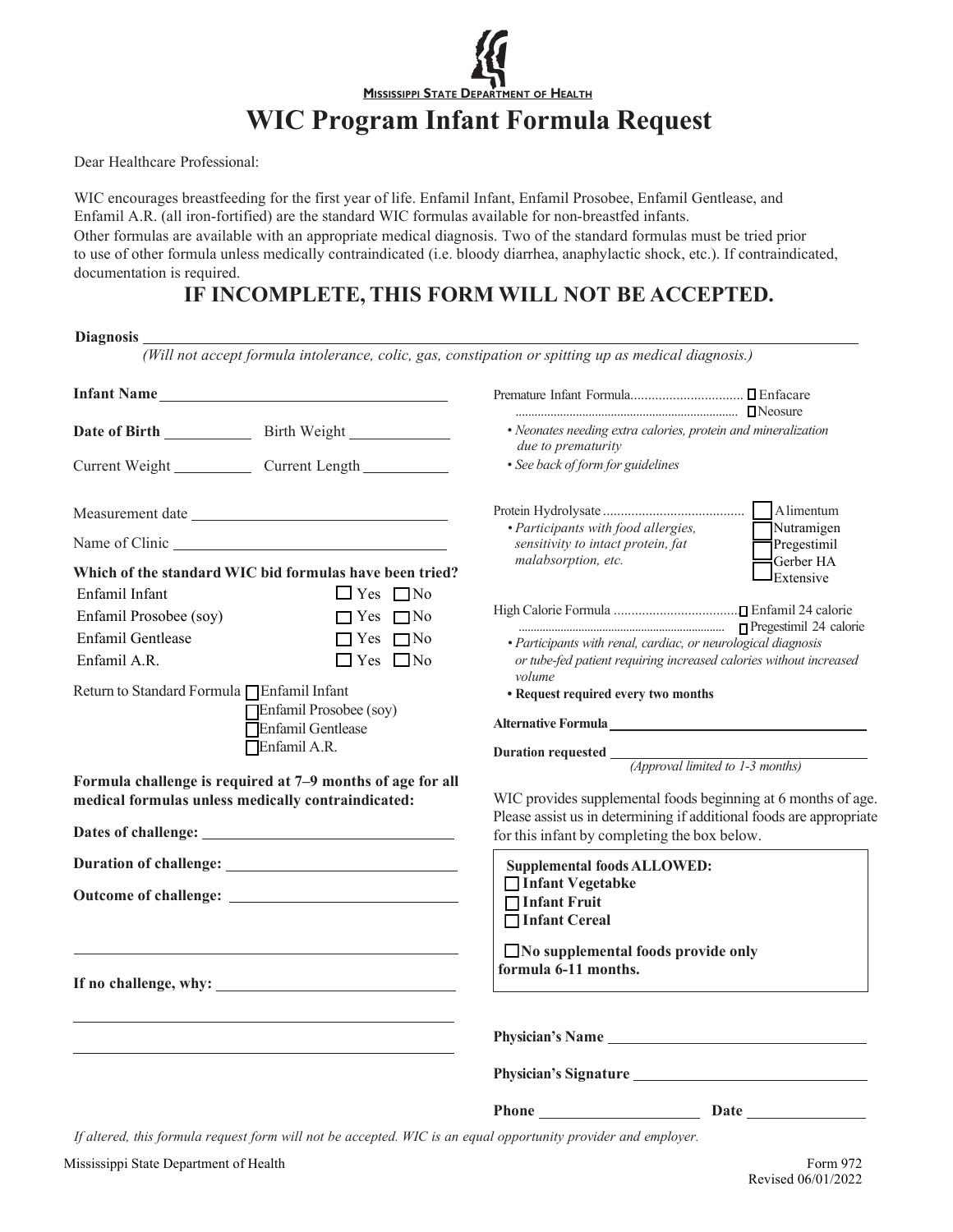**Mississippi State Department of Health**

# WIC Program Infant Formula Request

Dear Healthcare Professional:

WIC encourages breastfeeding for the first year of life. Enfamil Infant, Enfamil Prosobee, Enfamil Gentlease, and Enfamil A.R. (all iron-fortified) are the standard WIC formulas available for non-breastfed infants. Other formulas are available with an appropriate medical diagnosis. Two of the standard formulas must be tried prior to use of other formula unless medically contraindicated (i.e. bloody diarrhea, anaphylactic shock, etc.). If contraindicated, documentation is required.

## IF INCOMPLETE, THIS FORM WILL NOT BE ACCEPTED.

**Diagnosis** ______________________________

*(Will not accept formula intolerance, colic, gas, constipation or spitting up as medical diagnosis.)*

**Infant Name** ______________________________

**Date of Birth** __________ Birth Weight __________

Current Weight __________ Current Length __________

Measurement date ______________________________

Name of Clinic ______________________________

**Which of the standard WIC bid formulas have been tried?**

| | | |
|---|---|---|
| Enfamil Infant | ☐ Yes | ☐ No |
| Enfamil Prosobee (soy) | ☐ Yes | ☐ No |
| Enfamil Gentlease | ☐ Yes | ☐ No |
| Enfamil A.R. | ☐ Yes | ☐ No |

Return to Standard Formula
- ☐ Enfamil Infant
- ☐ Enfamil Prosobee (soy)
- ☐ Enfamil Gentlease
- ☐ Enfamil A.R.

**Formula challenge is required at 7–9 months of age for all medical formulas unless medically contraindicated:**

**Dates of challenge:** ______________________________

**Duration of challenge:** ______________________________

**Outcome of challenge:** ______________________________

______________________________

**If no challenge, why:** ______________________________

______________________________

______________________________

Premature Infant Formula................................ ☐ Enfacare ☐ Neosure
- *Neonates needing extra calories, protein and mineralization due to prematurity*
- *See back of form for guidelines*

Protein Hydrolysate ........................................ ☐ Alimentum ☐ Nutramigen ☐ Pregestimil ☐ Gerber HA Extensive
- *Participants with food allergies, sensitivity to intact protein, fat malabsorption, etc.*

High Calorie Formula .................................. ☐ Enfamil 24 calorie ☐ Pregestimil 24 calorie
- *Participants with renal, cardiac, or neurological diagnosis or tube-fed patient requiring increased calories without increased volume*
- **Request required every two months**

**Alternative Formula** ______________________________

**Duration requested** ______________________________
*(Approval limited to 1-3 months)*

WIC provides supplemental foods beginning at 6 months of age. Please assist us in determining if additional foods are appropriate for this infant by completing the box below.

**Supplemental foods ALLOWED:**
- ☐ **Infant Vegetabke**
- ☐ **Infant Fruit**
- ☐ **Infant Cereal**

☐ **No supplemental foods provide only formula 6-11 months.**

**Physician's Name** ______________________________

**Physician's Signature** ______________________________

**Phone** __________________ **Date** __________________

*If altered, this formula request form will not be accepted. WIC is an equal opportunity provider and employer.*

Mississippi State Department of Health

Form 972
Revised 06/01/2022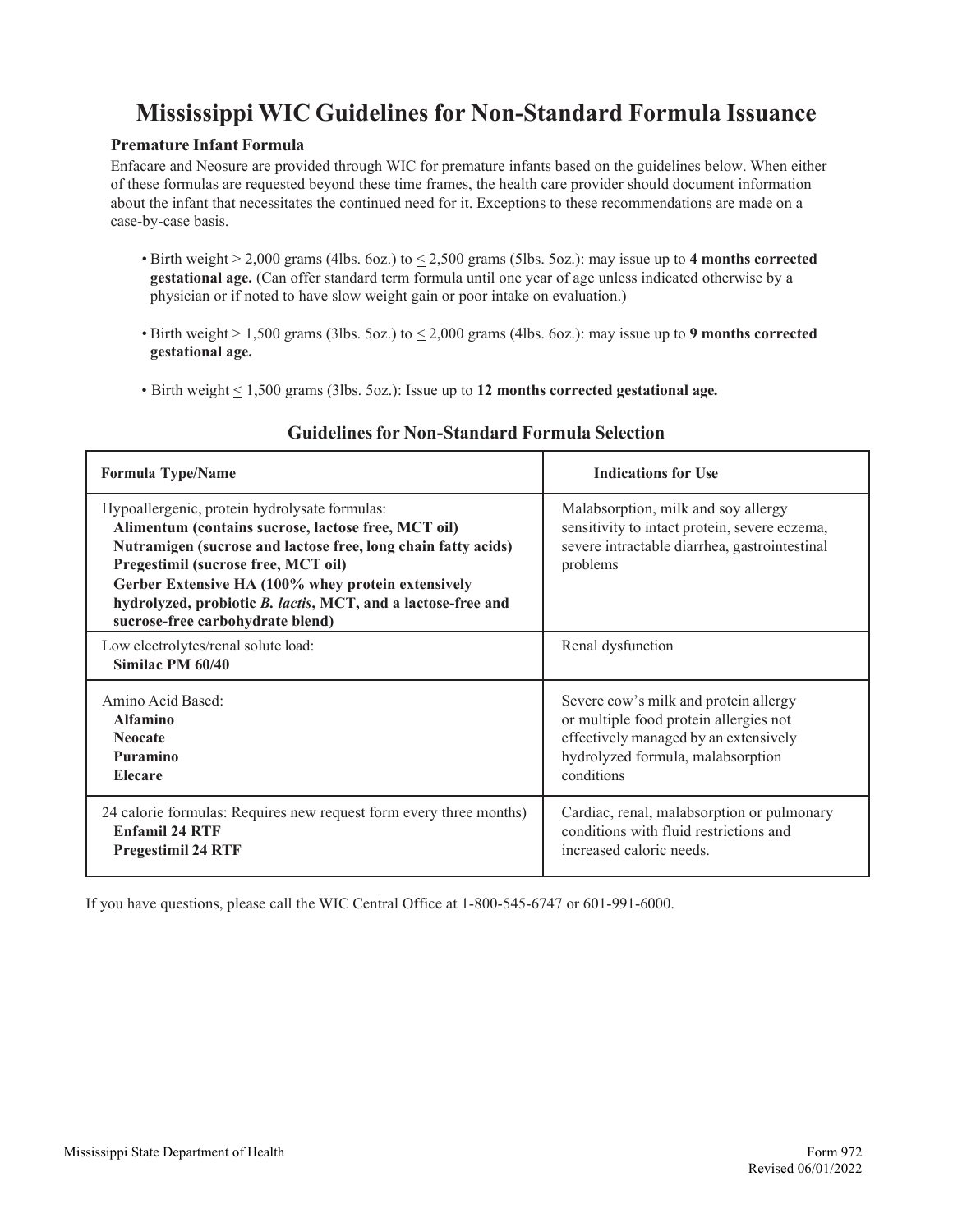# Mississippi WIC Guidelines for Non-Standard Formula Issuance

### Premature Infant Formula

Enfacare and Neosure are provided through WIC for premature infants based on the guidelines below. When either of these formulas are requested beyond these time frames, the health care provider should document information about the infant that necessitates the continued need for it. Exceptions to these recommendations are made on a case-by-case basis.

- Birth weight > 2,000 grams (4lbs. 6oz.) to ≤ 2,500 grams (5lbs. 5oz.): may issue up to **4 months corrected gestational age.** (Can offer standard term formula until one year of age unless indicated otherwise by a physician or if noted to have slow weight gain or poor intake on evaluation.)
- Birth weight > 1,500 grams (3lbs. 5oz.) to ≤ 2,000 grams (4lbs. 6oz.): may issue up to **9 months corrected gestational age.**
- Birth weight ≤ 1,500 grams (3lbs. 5oz.): Issue up to **12 months corrected gestational age.**

### Guidelines for Non-Standard Formula Selection

| Formula Type/Name | Indications for Use |
|---|---|
| Hypoallergenic, protein hydrolysate formulas:<br>**Alimentum (contains sucrose, lactose free, MCT oil)**<br>**Nutramigen (sucrose and lactose free, long chain fatty acids)**<br>**Pregestimil (sucrose free, MCT oil)**<br>**Gerber Extensive HA (100% whey protein extensively hydrolyzed, probiotic *B. lactis*, MCT, and a lactose-free and sucrose-free carbohydrate blend)** | Malabsorption, milk and soy allergy sensitivity to intact protein, severe eczema, severe intractable diarrhea, gastrointestinal problems |
| Low electrolytes/renal solute load:<br>**Similac PM 60/40** | Renal dysfunction |
| Amino Acid Based:<br>**Alfamino**<br>**Neocate**<br>**Puramino**<br>**Elecare** | Severe cow's milk and protein allergy or multiple food protein allergies not effectively managed by an extensively hydrolyzed formula, malabsorption conditions |
| 24 calorie formulas: Requires new request form every three months)<br>**Enfamil 24 RTF**<br>**Pregestimil 24 RTF** | Cardiac, renal, malabsorption or pulmonary conditions with fluid restrictions and increased caloric needs. |

If you have questions, please call the WIC Central Office at 1-800-545-6747 or 601-991-6000.

Mississippi State Department of Health

Form 972
Revised 06/01/2022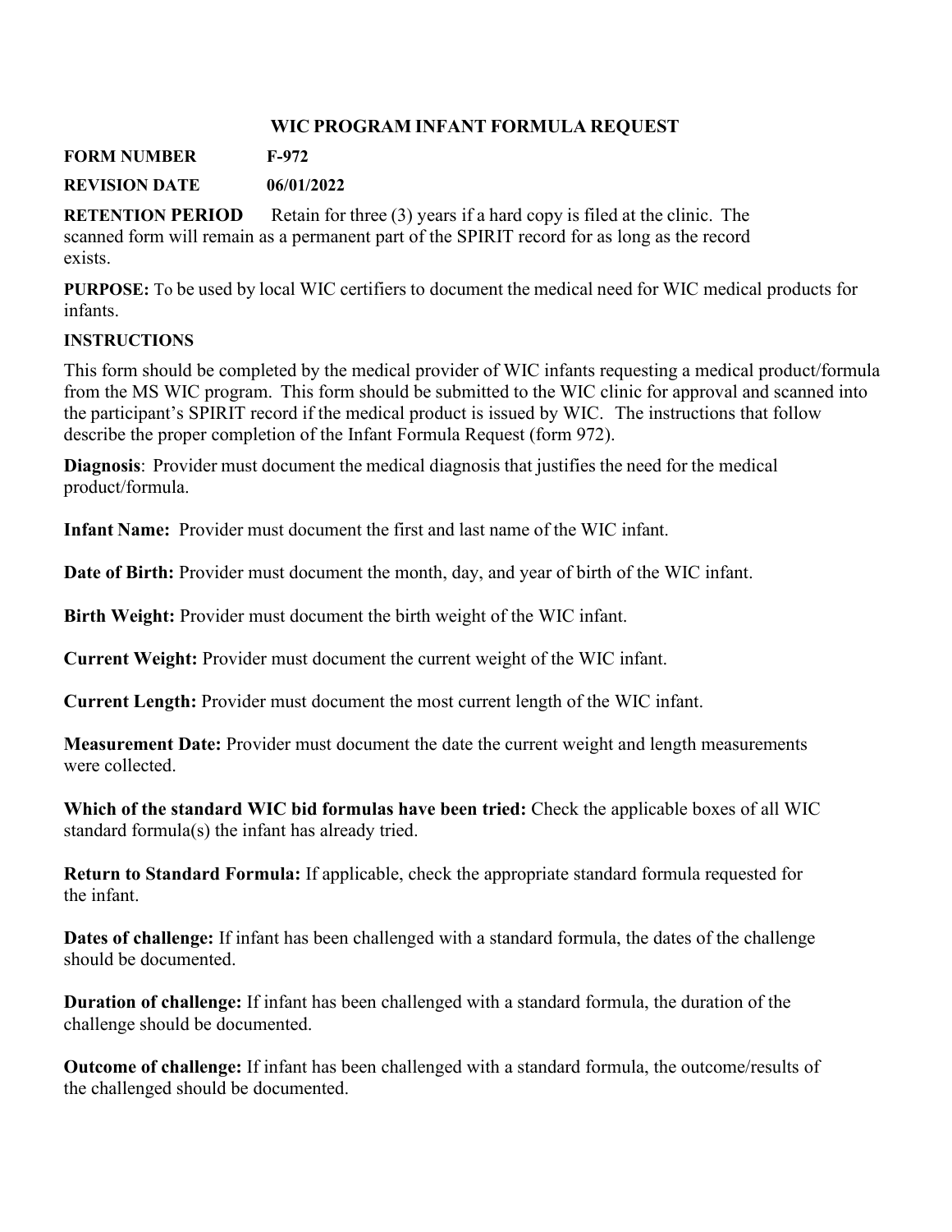# WIC PROGRAM INFANT FORMULA REQUEST

**FORM NUMBER** **F-972**

**REVISION DATE** **06/01/2022**

**RETENTION PERIOD** Retain for three (3) years if a hard copy is filed at the clinic. The scanned form will remain as a permanent part of the SPIRIT record for as long as the record exists.

**PURPOSE:** To be used by local WIC certifiers to document the medical need for WIC medical products for infants.

**INSTRUCTIONS**

This form should be completed by the medical provider of WIC infants requesting a medical product/formula from the MS WIC program. This form should be submitted to the WIC clinic for approval and scanned into the participant's SPIRIT record if the medical product is issued by WIC. The instructions that follow describe the proper completion of the Infant Formula Request (form 972).

**Diagnosis**: Provider must document the medical diagnosis that justifies the need for the medical product/formula.

**Infant Name:** Provider must document the first and last name of the WIC infant.

**Date of Birth:** Provider must document the month, day, and year of birth of the WIC infant.

**Birth Weight:** Provider must document the birth weight of the WIC infant.

**Current Weight:** Provider must document the current weight of the WIC infant.

**Current Length:** Provider must document the most current length of the WIC infant.

**Measurement Date:** Provider must document the date the current weight and length measurements were collected.

**Which of the standard WIC bid formulas have been tried:** Check the applicable boxes of all WIC standard formula(s) the infant has already tried.

**Return to Standard Formula:** If applicable, check the appropriate standard formula requested for the infant.

**Dates of challenge:** If infant has been challenged with a standard formula, the dates of the challenge should be documented.

**Duration of challenge:** If infant has been challenged with a standard formula, the duration of the challenge should be documented.

**Outcome of challenge:** If infant has been challenged with a standard formula, the outcome/results of the challenged should be documented.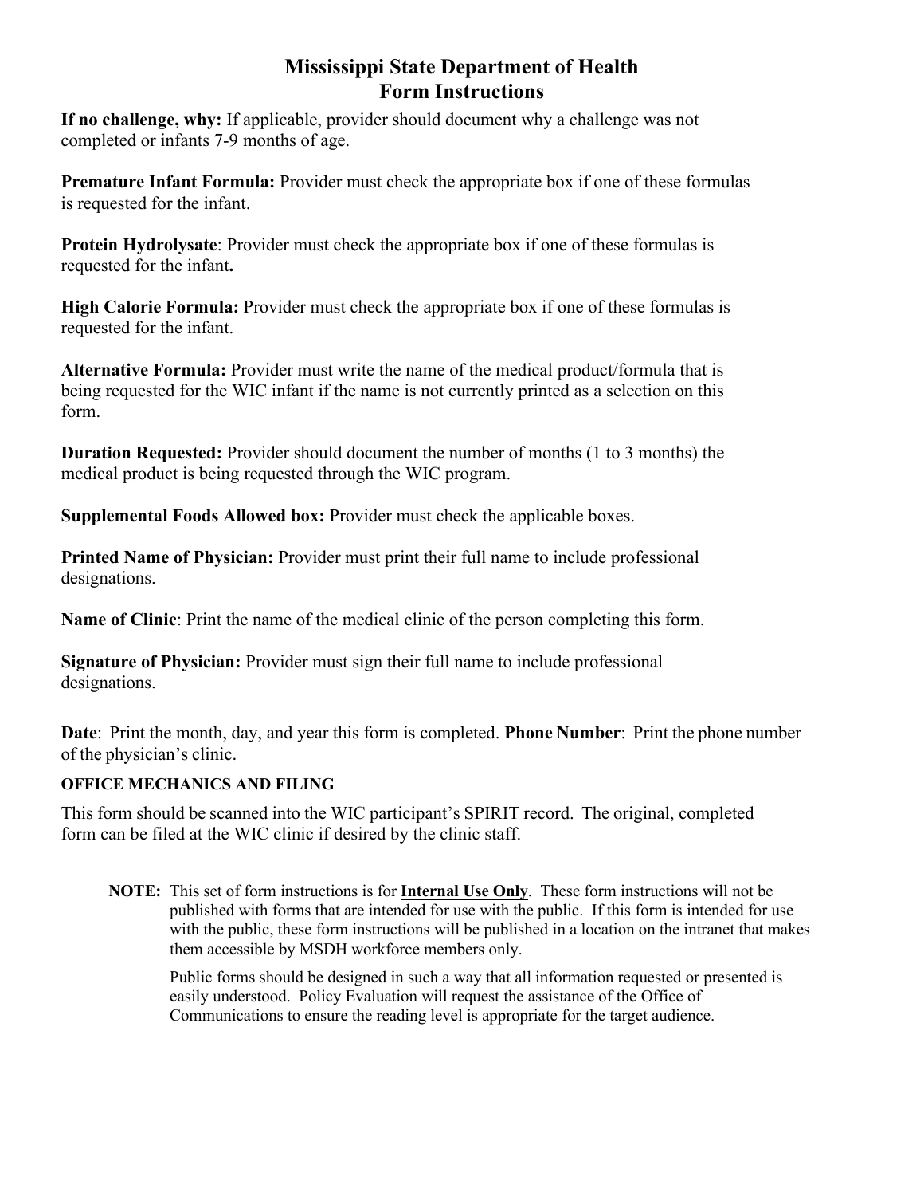# Mississippi State Department of Health
# Form Instructions

**If no challenge, why:** If applicable, provider should document why a challenge was not completed or infants 7-9 months of age.

**Premature Infant Formula:** Provider must check the appropriate box if one of these formulas is requested for the infant.

**Protein Hydrolysate**: Provider must check the appropriate box if one of these formulas is requested for the infant**.**

**High Calorie Formula:** Provider must check the appropriate box if one of these formulas is requested for the infant.

**Alternative Formula:** Provider must write the name of the medical product/formula that is being requested for the WIC infant if the name is not currently printed as a selection on this form.

**Duration Requested:** Provider should document the number of months (1 to 3 months) the medical product is being requested through the WIC program.

**Supplemental Foods Allowed box:** Provider must check the applicable boxes.

**Printed Name of Physician:** Provider must print their full name to include professional designations.

**Name of Clinic**: Print the name of the medical clinic of the person completing this form.

**Signature of Physician:** Provider must sign their full name to include professional designations.

**Date**: Print the month, day, and year this form is completed. **Phone Number**: Print the phone number of the physician's clinic.

**OFFICE MECHANICS AND FILING**

This form should be scanned into the WIC participant's SPIRIT record. The original, completed form can be filed at the WIC clinic if desired by the clinic staff.

**NOTE:** This set of form instructions is for **Internal Use Only**. These form instructions will not be published with forms that are intended for use with the public. If this form is intended for use with the public, these form instructions will be published in a location on the intranet that makes them accessible by MSDH workforce members only.

Public forms should be designed in such a way that all information requested or presented is easily understood. Policy Evaluation will request the assistance of the Office of Communications to ensure the reading level is appropriate for the target audience.